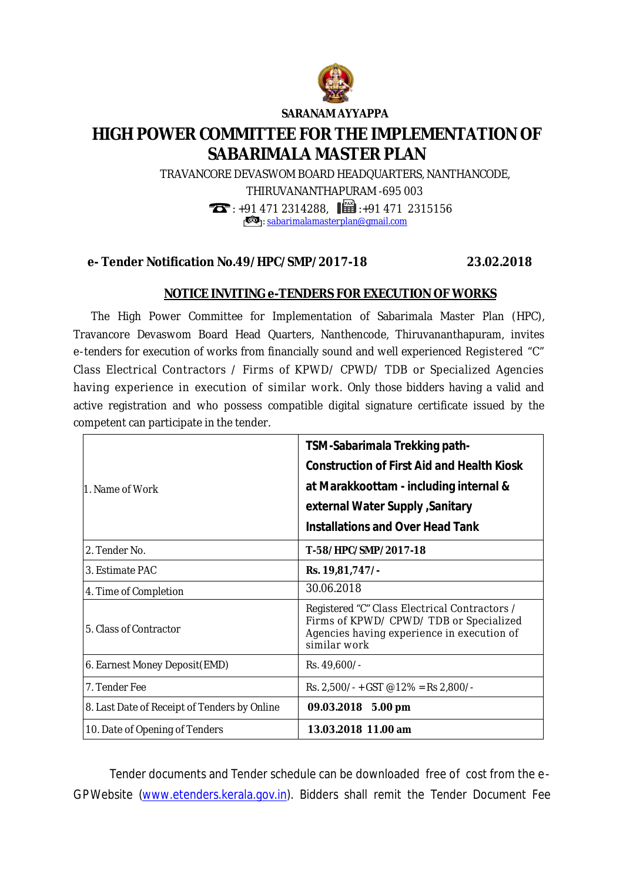**SARANAM AYYAPPA**

# HIGH POWER COMMITTEE FOR THE IMPLEMENTATION OF SABARIMALA MASTER PLAN

TRAVANCORE DEVASWOM BOARD HEADQUARTERS, NANTHANCODE,
THIRUVANANTHAPURAM -695 003
: +91 471 2314288, :+91 471 2315156
: sabarimalamasterplan@gmail.com

**e- Tender Notification No.49/HPC/SMP/2017-18** **23.02.2018**

## NOTICE INVITING e-TENDERS FOR EXECUTION OF WORKS

The High Power Committee for Implementation of Sabarimala Master Plan (HPC), Travancore Devaswom Board Head Quarters, Nanthencode, Thiruvananthapuram, invites e-tenders for execution of works from financially sound and well experienced Registered "C" Class Electrical Contractors / Firms of KPWD/ CPWD/ TDB or Specialized Agencies having experience in execution of similar work. Only those bidders having a valid and active registration and who possess compatible digital signature certificate issued by the competent can participate in the tender.

| | |
|---|---|
| 1. Name of Work | **TSM-Sabarimala Trekking path- Construction of First Aid and Health Kiosk at Marakkoottam - including internal & external Water Supply ,Sanitary Installations and Over Head Tank** |
| 2. Tender No. | **T-58/HPC/SMP/2017-18** |
| 3. Estimate PAC | **Rs. 19,81,747/-** |
| 4. Time of Completion | 30.06.2018 |
| 5. Class of Contractor | Registered "C" Class Electrical Contractors / Firms of KPWD/ CPWD/ TDB or Specialized Agencies having experience in execution of similar work |
| 6. Earnest Money Deposit(EMD) | Rs. 49,600/- |
| 7. Tender Fee | Rs. 2,500/- + GST @12% = Rs 2,800/- |
| 8. Last Date of Receipt of Tenders by Online | **09.03.2018 5.00 pm** |
| 10. Date of Opening of Tenders | **13.03.2018 11.00 am** |

Tender documents and Tender schedule can be downloaded free of cost from the e-GP Website (www.etenders.kerala.gov.in). Bidders shall remit the Tender Document Fee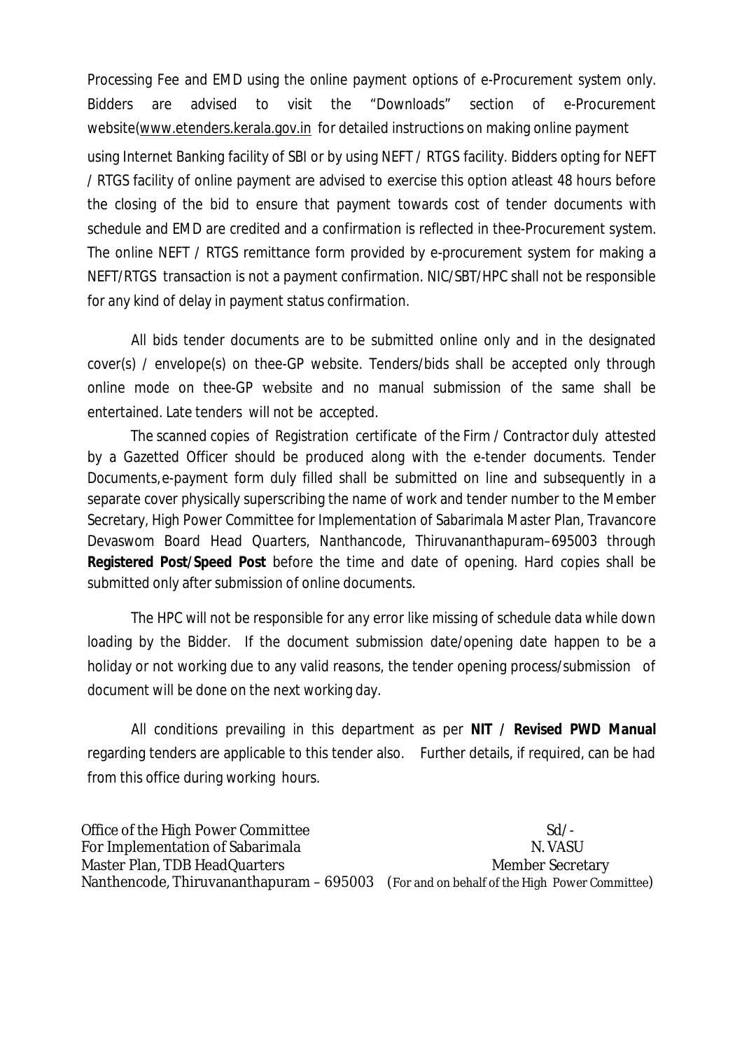Processing Fee and EMD using the online payment options of e-Procurement system only. Bidders are advised to visit the "Downloads" section of e-Procurement website(www.etenders.kerala.gov.in for detailed instructions on making online payment using Internet Banking facility of SBI or by using NEFT / RTGS facility. Bidders opting for NEFT / RTGS facility of online payment are advised to exercise this option atleast 48 hours before the closing of the bid to ensure that payment towards cost of tender documents with schedule and EMD are credited and a confirmation is reflected in thee-Procurement system. The online NEFT / RTGS remittance form provided by e-procurement system for making a NEFT/RTGS transaction is not a payment confirmation. NIC/SBT/HPC shall not be responsible for any kind of delay in payment status confirmation.

All bids tender documents are to be submitted online only and in the designated cover(s) / envelope(s) on thee-GP website. Tenders/bids shall be accepted only through online mode on thee-GP website and no manual submission of the same shall be entertained. Late tenders will not be accepted.

The scanned copies of Registration certificate of the Firm / Contractor duly attested by a Gazetted Officer should be produced along with the e-tender documents. Tender Documents,e-payment form duly filled shall be submitted on line and subsequently in a separate cover physically superscribing the name of work and tender number to the Member Secretary, High Power Committee for Implementation of Sabarimala Master Plan, Travancore Devaswom Board Head Quarters, Nanthancode, Thiruvananthapuram–695003 through **Registered Post/Speed Post** before the time and date of opening. Hard copies shall be submitted only after submission of online documents.

The HPC will not be responsible for any error like missing of schedule data while down loading by the Bidder. If the document submission date/opening date happen to be a holiday or not working due to any valid reasons, the tender opening process/submission of document will be done on the next working day.

All conditions prevailing in this department as per **NIT / Revised PWD Manual** regarding tenders are applicable to this tender also. Further details, if required, can be had from this office during working hours.

Office of the High Power Committee
For Implementation of Sabarimala
Master Plan, TDB HeadQuarters
Nanthencode, Thiruvananthapuram – 695003

Sd/-
N. VASU
Member Secretary
(For and on behalf of the High Power Committee)